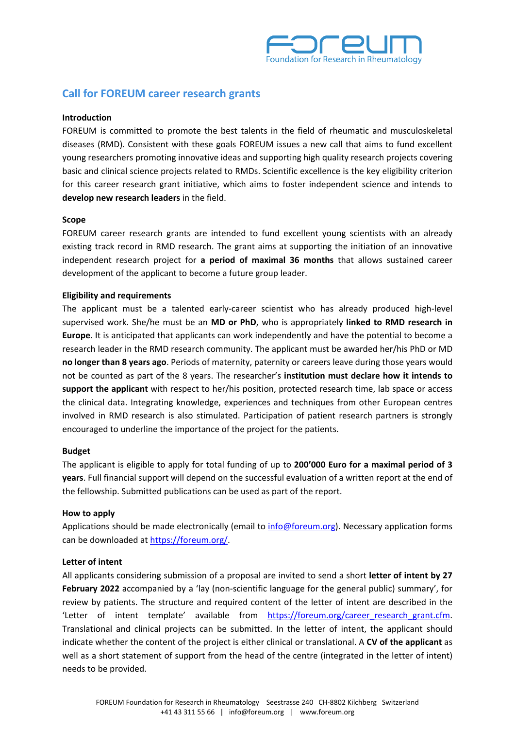# Call for FOREUM career research grants

**Introduction**

FOREUM is committed to promote the best talents in the field of rheumatic and musculoskeletal diseases (RMD). Consistent with these goals FOREUM issues a new call that aims to fund excellent young researchers promoting innovative ideas and supporting high quality research projects covering basic and clinical science projects related to RMDs. Scientific excellence is the key eligibility criterion for this career research grant initiative, which aims to foster independent science and intends to **develop new research leaders** in the field.

**Scope**

FOREUM career research grants are intended to fund excellent young scientists with an already existing track record in RMD research. The grant aims at supporting the initiation of an innovative independent research project for **a period of maximal 36 months** that allows sustained career development of the applicant to become a future group leader.

**Eligibility and requirements**

The applicant must be a talented early-career scientist who has already produced high-level supervised work. She/he must be an **MD or PhD**, who is appropriately **linked to RMD research in Europe**. It is anticipated that applicants can work independently and have the potential to become a research leader in the RMD research community. The applicant must be awarded her/his PhD or MD **no longer than 8 years ago**. Periods of maternity, paternity or careers leave during those years would not be counted as part of the 8 years. The researcher's **institution must declare how it intends to support the applicant** with respect to her/his position, protected research time, lab space or access the clinical data. Integrating knowledge, experiences and techniques from other European centres involved in RMD research is also stimulated. Participation of patient research partners is strongly encouraged to underline the importance of the project for the patients.

**Budget**

The applicant is eligible to apply for total funding of up to **200'000 Euro for a maximal period of 3 years**. Full financial support will depend on the successful evaluation of a written report at the end of the fellowship. Submitted publications can be used as part of the report.

**How to apply**

Applications should be made electronically (email to info@foreum.org). Necessary application forms can be downloaded at https://foreum.org/.

**Letter of intent**

All applicants considering submission of a proposal are invited to send a short **letter of intent by 27 February 2022** accompanied by a 'lay (non-scientific language for the general public) summary', for review by patients. The structure and required content of the letter of intent are described in the 'Letter of intent template' available from https://foreum.org/career_research_grant.cfm. Translational and clinical projects can be submitted. In the letter of intent, the applicant should indicate whether the content of the project is either clinical or translational. A **CV of the applicant** as well as a short statement of support from the head of the centre (integrated in the letter of intent) needs to be provided.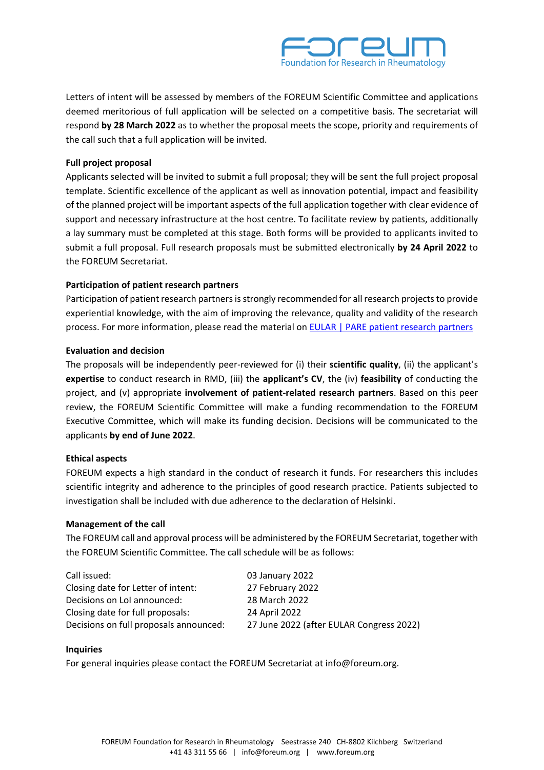Letters of intent will be assessed by members of the FOREUM Scientific Committee and applications deemed meritorious of full application will be selected on a competitive basis. The secretariat will respond **by 28 March 2022** as to whether the proposal meets the scope, priority and requirements of the call such that a full application will be invited.

**Full project proposal**

Applicants selected will be invited to submit a full proposal; they will be sent the full project proposal template. Scientific excellence of the applicant as well as innovation potential, impact and feasibility of the planned project will be important aspects of the full application together with clear evidence of support and necessary infrastructure at the host centre. To facilitate review by patients, additionally a lay summary must be completed at this stage. Both forms will be provided to applicants invited to submit a full proposal. Full research proposals must be submitted electronically **by 24 April 2022** to the FOREUM Secretariat.

**Participation of patient research partners**

Participation of patient research partners is strongly recommended for all research projects to provide experiential knowledge, with the aim of improving the relevance, quality and validity of the research process. For more information, please read the material on [EULAR | PARE patient research partners]

**Evaluation and decision**

The proposals will be independently peer-reviewed for (i) their **scientific quality**, (ii) the applicant's **expertise** to conduct research in RMD, (iii) the **applicant's CV**, the (iv) **feasibility** of conducting the project, and (v) appropriate **involvement of patient-related research partners**. Based on this peer review, the FOREUM Scientific Committee will make a funding recommendation to the FOREUM Executive Committee, which will make its funding decision. Decisions will be communicated to the applicants **by end of June 2022**.

**Ethical aspects**

FOREUM expects a high standard in the conduct of research it funds. For researchers this includes scientific integrity and adherence to the principles of good research practice. Patients subjected to investigation shall be included with due adherence to the declaration of Helsinki.

**Management of the call**

The FOREUM call and approval process will be administered by the FOREUM Secretariat, together with the FOREUM Scientific Committee. The call schedule will be as follows:

| | |
|---|---|
| Call issued: | 03 January 2022 |
| Closing date for Letter of intent: | 27 February 2022 |
| Decisions on LoI announced: | 28 March 2022 |
| Closing date for full proposals: | 24 April 2022 |
| Decisions on full proposals announced: | 27 June 2022 (after EULAR Congress 2022) |

**Inquiries**

For general inquiries please contact the FOREUM Secretariat at info@foreum.org.